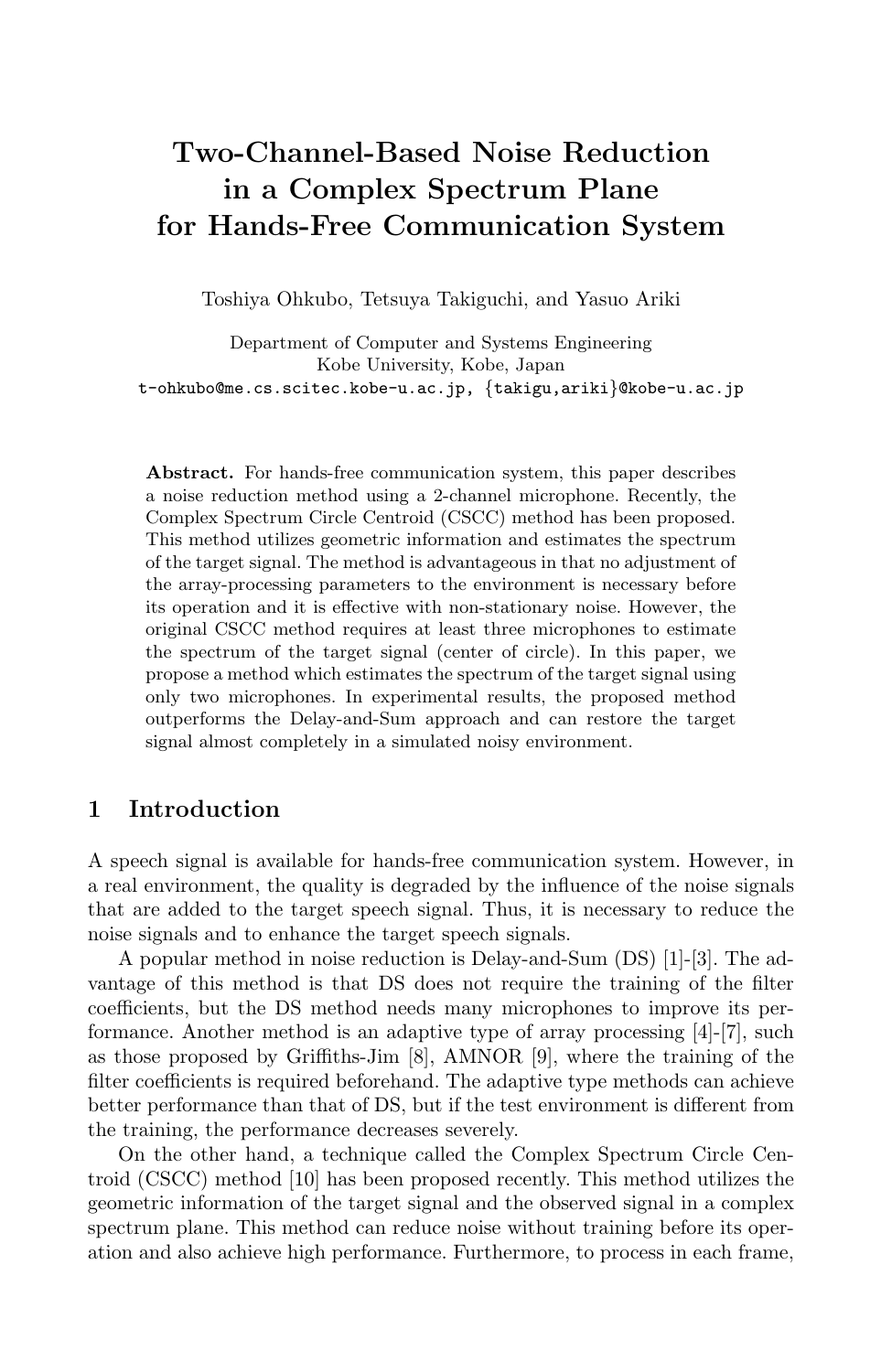# Two-Channel-Based Noise Reduction in a Complex Spectrum Plane for Hands-Free Communication System

Toshiya Ohkubo, Tetsuya Takiguchi, and Yasuo Ariki

Department of Computer and Systems Engineering
Kobe University, Kobe, Japan
t-ohkubo@me.cs.scitec.kobe-u.ac.jp, {takigu,ariki}@kobe-u.ac.jp

**Abstract.** For hands-free communication system, this paper describes a noise reduction method using a 2-channel microphone. Recently, the Complex Spectrum Circle Centroid (CSCC) method has been proposed. This method utilizes geometric information and estimates the spectrum of the target signal. The method is advantageous in that no adjustment of the array-processing parameters to the environment is necessary before its operation and it is effective with non-stationary noise. However, the original CSCC method requires at least three microphones to estimate the spectrum of the target signal (center of circle). In this paper, we propose a method which estimates the spectrum of the target signal using only two microphones. In experimental results, the proposed method outperforms the Delay-and-Sum approach and can restore the target signal almost completely in a simulated noisy environment.

## 1 Introduction

A speech signal is available for hands-free communication system. However, in a real environment, the quality is degraded by the influence of the noise signals that are added to the target speech signal. Thus, it is necessary to reduce the noise signals and to enhance the target speech signals.

A popular method in noise reduction is Delay-and-Sum (DS) [1]-[3]. The advantage of this method is that DS does not require the training of the filter coefficients, but the DS method needs many microphones to improve its performance. Another method is an adaptive type of array processing [4]-[7], such as those proposed by Griffiths-Jim [8], AMNOR [9], where the training of the filter coefficients is required beforehand. The adaptive type methods can achieve better performance than that of DS, but if the test environment is different from the training, the performance decreases severely.

On the other hand, a technique called the Complex Spectrum Circle Centroid (CSCC) method [10] has been proposed recently. This method utilizes the geometric information of the target signal and the observed signal in a complex spectrum plane. This method can reduce noise without training before its operation and also achieve high performance. Furthermore, to process in each frame,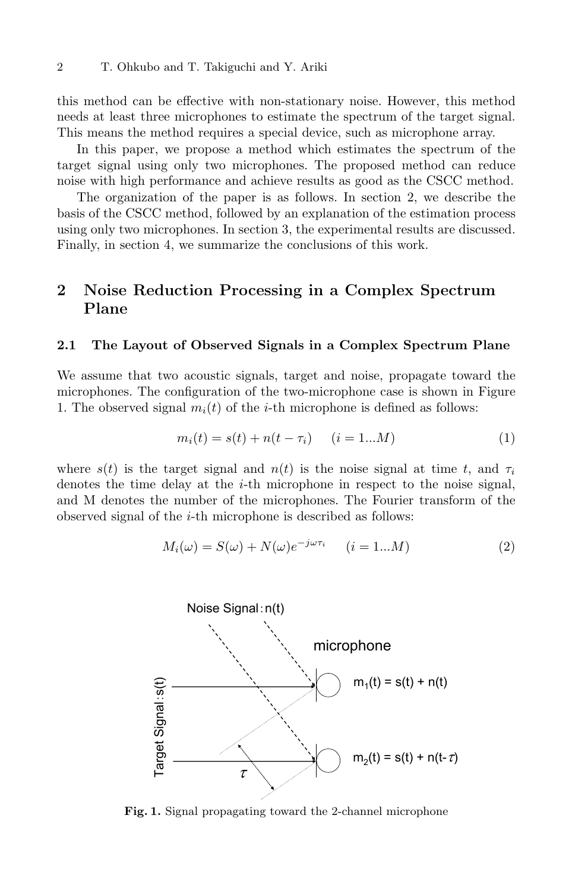this method can be effective with non-stationary noise. However, this method needs at least three microphones to estimate the spectrum of the target signal. This means the method requires a special device, such as microphone array.

In this paper, we propose a method which estimates the spectrum of the target signal using only two microphones. The proposed method can reduce noise with high performance and achieve results as good as the CSCC method.

The organization of the paper is as follows. In section 2, we describe the basis of the CSCC method, followed by an explanation of the estimation process using only two microphones. In section 3, the experimental results are discussed. Finally, in section 4, we summarize the conclusions of this work.

## 2 Noise Reduction Processing in a Complex Spectrum Plane

### 2.1 The Layout of Observed Signals in a Complex Spectrum Plane

We assume that two acoustic signals, target and noise, propagate toward the microphones. The configuration of the two-microphone case is shown in Figure 1. The observed signal $m_i(t)$ of the $i$-th microphone is defined as follows:

$$m_i(t) = s(t) + n(t - \tau_i) \quad (i = 1...M) \tag{1}$$

where $s(t)$ is the target signal and $n(t)$ is the noise signal at time $t$, and $\tau_i$ denotes the time delay at the $i$-th microphone in respect to the noise signal, and M denotes the number of the microphones. The Fourier transform of the observed signal of the $i$-th microphone is described as follows:

$$M_i(\omega) = S(\omega) + N(\omega)e^{-j\omega\tau_i} \quad (i = 1...M) \tag{2}$$

**Fig. 1.** Signal propagating toward the 2-channel microphone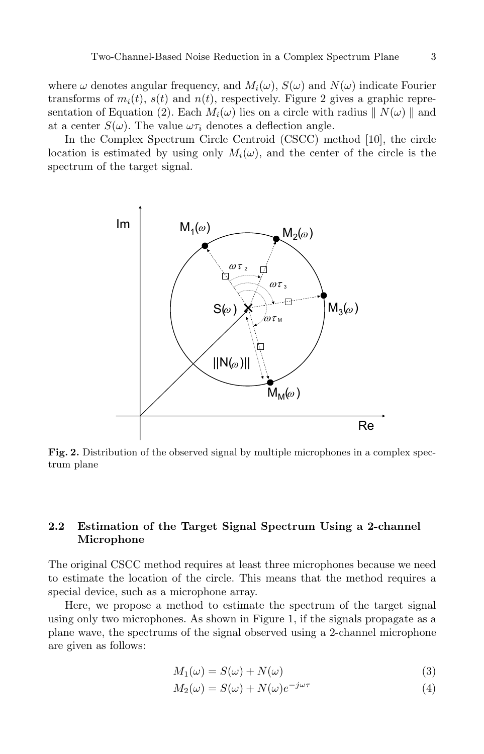where $\omega$ denotes angular frequency, and $M_i(\omega)$, $S(\omega)$ and $N(\omega)$ indicate Fourier transforms of $m_i(t)$, $s(t)$ and $n(t)$, respectively. Figure 2 gives a graphic representation of Equation (2). Each $M_i(\omega)$ lies on a circle with radius $\| N(\omega) \|$ and at a center $S(\omega)$. The value $\omega\tau_i$ denotes a deflection angle.

In the Complex Spectrum Circle Centroid (CSCC) method [10], the circle location is estimated by using only $M_i(\omega)$, and the center of the circle is the spectrum of the target signal.

**Fig. 2.** Distribution of the observed signal by multiple microphones in a complex spectrum plane

### 2.2 Estimation of the Target Signal Spectrum Using a 2-channel Microphone

The original CSCC method requires at least three microphones because we need to estimate the location of the circle. This means that the method requires a special device, such as a microphone array.

Here, we propose a method to estimate the spectrum of the target signal using only two microphones. As shown in Figure 1, if the signals propagate as a plane wave, the spectrums of the signal observed using a 2-channel microphone are given as follows:

$$M_1(\omega) = S(\omega) + N(\omega) \tag{3}$$

$$M_2(\omega) = S(\omega) + N(\omega)e^{-j\omega\tau} \tag{4}$$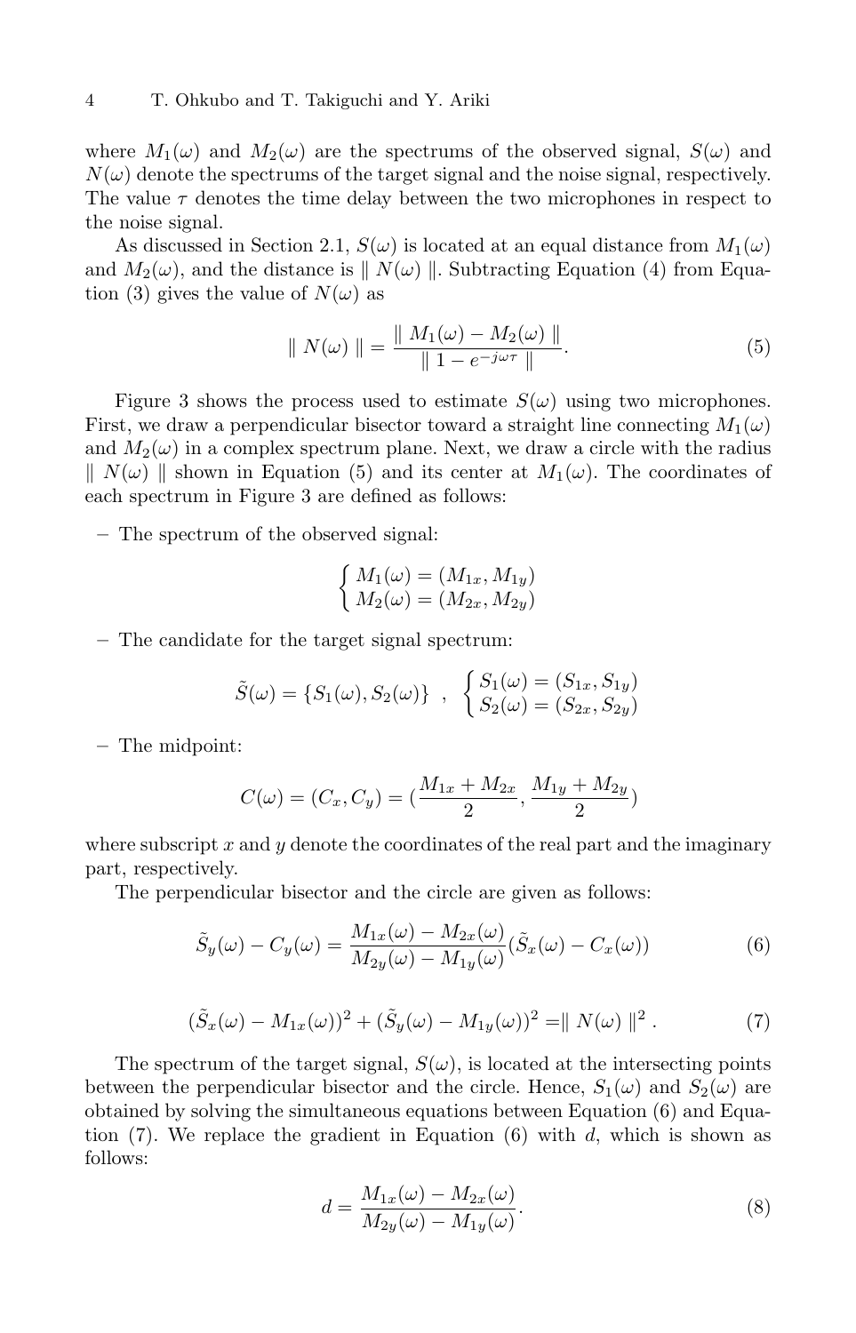where $M_1(\omega)$ and $M_2(\omega)$ are the spectrums of the observed signal, $S(\omega)$ and $N(\omega)$ denote the spectrums of the target signal and the noise signal, respectively. The value $\tau$ denotes the time delay between the two microphones in respect to the noise signal.

As discussed in Section 2.1, $S(\omega)$ is located at an equal distance from $M_1(\omega)$ and $M_2(\omega)$, and the distance is $\parallel N(\omega) \parallel$. Subtracting Equation (4) from Equation (3) gives the value of $N(\omega)$ as

$$\parallel N(\omega) \parallel = \frac{\parallel M_1(\omega) - M_2(\omega) \parallel}{\parallel 1 - e^{-j\omega\tau} \parallel}. \tag{5}$$

Figure 3 shows the process used to estimate $S(\omega)$ using two microphones. First, we draw a perpendicular bisector toward a straight line connecting $M_1(\omega)$ and $M_2(\omega)$ in a complex spectrum plane. Next, we draw a circle with the radius $\parallel N(\omega) \parallel$ shown in Equation (5) and its center at $M_1(\omega)$. The coordinates of each spectrum in Figure 3 are defined as follows:

– The spectrum of the observed signal:

$$\begin{cases} M_1(\omega) = (M_{1x}, M_{1y}) \\ M_2(\omega) = (M_{2x}, M_{2y}) \end{cases}$$

– The candidate for the target signal spectrum:

$$\tilde{S}(\omega) = \{S_1(\omega), S_2(\omega)\} \quad , \quad \begin{cases} S_1(\omega) = (S_{1x}, S_{1y}) \\ S_2(\omega) = (S_{2x}, S_{2y}) \end{cases}$$

– The midpoint:

$$C(\omega) = (C_x, C_y) = (\frac{M_{1x} + M_{2x}}{2}, \frac{M_{1y} + M_{2y}}{2})$$

where subscript $x$ and $y$ denote the coordinates of the real part and the imaginary part, respectively.

The perpendicular bisector and the circle are given as follows:

$$\tilde{S}_y(\omega) - C_y(\omega) = \frac{M_{1x}(\omega) - M_{2x}(\omega)}{M_{2y}(\omega) - M_{1y}(\omega)}(\tilde{S}_x(\omega) - C_x(\omega)) \tag{6}$$

$$(\tilde{S}_x(\omega) - M_{1x}(\omega))^2 + (\tilde{S}_y(\omega) - M_{1y}(\omega))^2 = \parallel N(\omega) \parallel^2 . \tag{7}$$

The spectrum of the target signal, $S(\omega)$, is located at the intersecting points between the perpendicular bisector and the circle. Hence, $S_1(\omega)$ and $S_2(\omega)$ are obtained by solving the simultaneous equations between Equation (6) and Equation (7). We replace the gradient in Equation (6) with $d$, which is shown as follows:

$$d = \frac{M_{1x}(\omega) - M_{2x}(\omega)}{M_{2y}(\omega) - M_{1y}(\omega)}. \tag{8}$$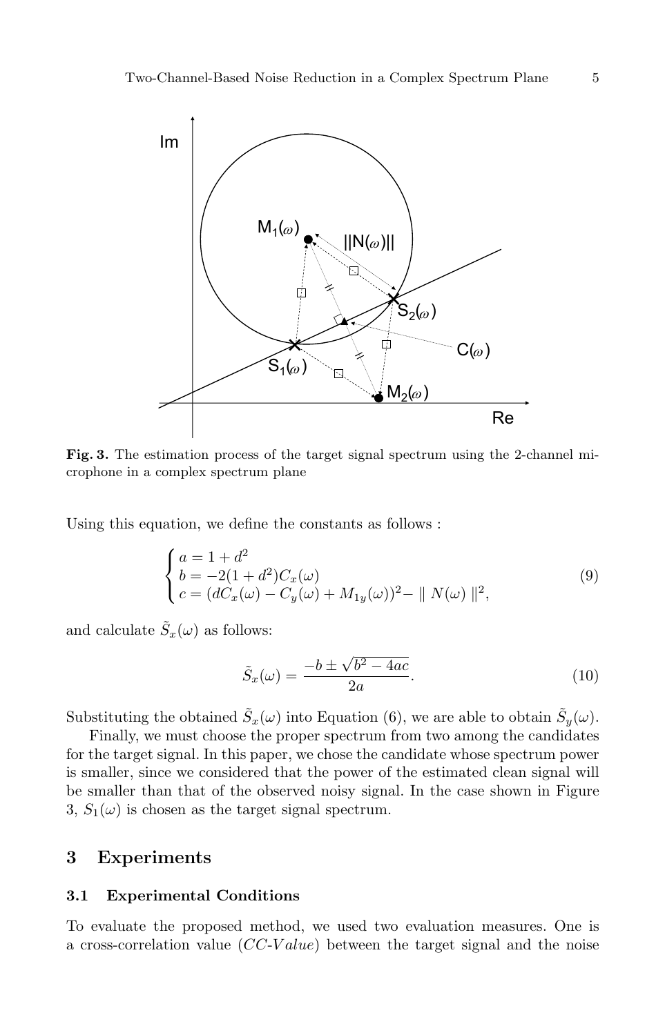**Fig. 3.** The estimation process of the target signal spectrum using the 2-channel microphone in a complex spectrum plane

Using this equation, we define the constants as follows :

$$
\begin{cases}
a = 1 + d^2 \\
b = -2(1 + d^2)C_x(\omega) \\
c = (dC_x(\omega) - C_y(\omega) + M_{1y}(\omega))^2 - \parallel N(\omega) \parallel^2,
\end{cases}
\tag{9}
$$

and calculate $\tilde{S}_x(\omega)$ as follows:

$$
\tilde{S}_x(\omega) = \frac{-b \pm \sqrt{b^2 - 4ac}}{2a}. \tag{10}
$$

Substituting the obtained $\tilde{S}_x(\omega)$ into Equation (6), we are able to obtain $\tilde{S}_y(\omega)$.

Finally, we must choose the proper spectrum from two among the candidates for the target signal. In this paper, we chose the candidate whose spectrum power is smaller, since we considered that the power of the estimated clean signal will be smaller than that of the observed noisy signal. In the case shown in Figure 3, $S_1(\omega)$ is chosen as the target signal spectrum.

## 3 Experiments

### 3.1 Experimental Conditions

To evaluate the proposed method, we used two evaluation measures. One is a cross-correlation value (*CC-Value*) between the target signal and the noise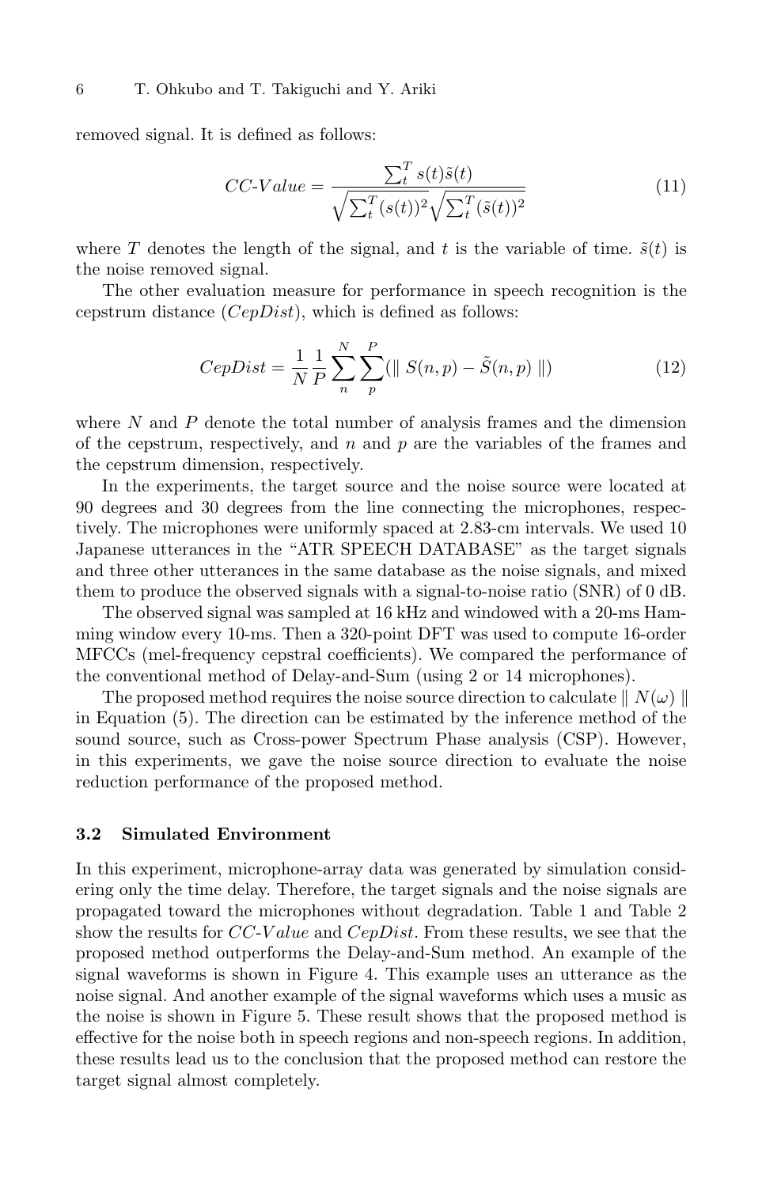removed signal. It is defined as follows:

$$CC\text{-}Value = \frac{\sum_t^T s(t)\tilde{s}(t)}{\sqrt{\sum_t^T (s(t))^2}\sqrt{\sum_t^T (\tilde{s}(t))^2}} \tag{11}$$

where $T$ denotes the length of the signal, and $t$ is the variable of time. $\tilde{s}(t)$ is the noise removed signal.

The other evaluation measure for performance in speech recognition is the cepstrum distance ($CepDist$), which is defined as follows:

$$CepDist = \frac{1}{N}\frac{1}{P}\sum_n^N \sum_p^P (\parallel S(n,p) - \tilde{S}(n,p) \parallel) \tag{12}$$

where $N$ and $P$ denote the total number of analysis frames and the dimension of the cepstrum, respectively, and $n$ and $p$ are the variables of the frames and the cepstrum dimension, respectively.

In the experiments, the target source and the noise source were located at 90 degrees and 30 degrees from the line connecting the microphones, respectively. The microphones were uniformly spaced at 2.83-cm intervals. We used 10 Japanese utterances in the "ATR SPEECH DATABASE" as the target signals and three other utterances in the same database as the noise signals, and mixed them to produce the observed signals with a signal-to-noise ratio (SNR) of 0 dB.

The observed signal was sampled at 16 kHz and windowed with a 20-ms Hamming window every 10-ms. Then a 320-point DFT was used to compute 16-order MFCCs (mel-frequency cepstral coefficients). We compared the performance of the conventional method of Delay-and-Sum (using 2 or 14 microphones).

The proposed method requires the noise source direction to calculate $\parallel N(\omega) \parallel$ in Equation (5). The direction can be estimated by the inference method of the sound source, such as Cross-power Spectrum Phase analysis (CSP). However, in this experiments, we gave the noise source direction to evaluate the noise reduction performance of the proposed method.

### 3.2 Simulated Environment

In this experiment, microphone-array data was generated by simulation considering only the time delay. Therefore, the target signals and the noise signals are propagated toward the microphones without degradation. Table 1 and Table 2 show the results for $CC\text{-}Value$ and $CepDist$. From these results, we see that the proposed method outperforms the Delay-and-Sum method. An example of the signal waveforms is shown in Figure 4. This example uses an utterance as the noise signal. And another example of the signal waveforms which uses a music as the noise is shown in Figure 5. These result shows that the proposed method is effective for the noise both in speech regions and non-speech regions. In addition, these results lead us to the conclusion that the proposed method can restore the target signal almost completely.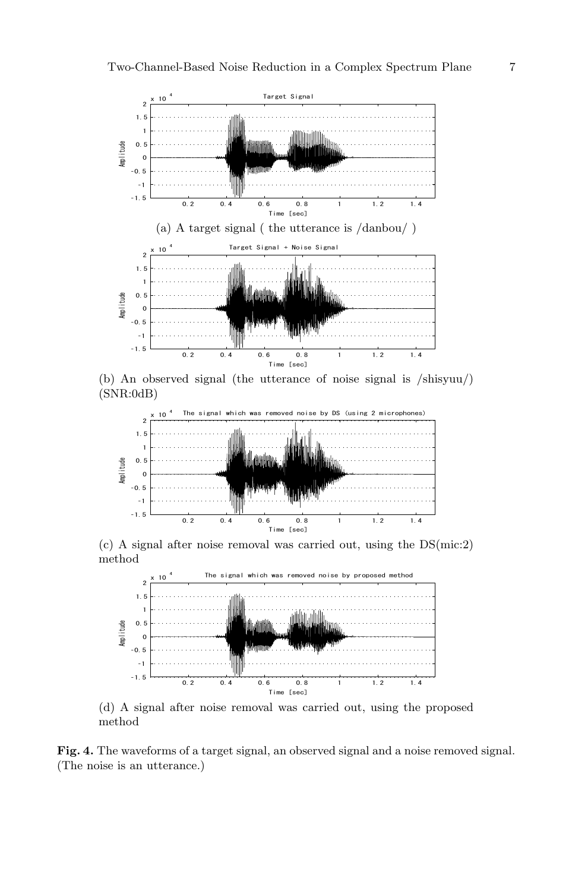(a) A target signal ( the utterance is /danbou/ )

(b) An observed signal (the utterance of noise signal is /shisyuu/) (SNR:0dB)

(c) A signal after noise removal was carried out, using the DS(mic:2) method

(d) A signal after noise removal was carried out, using the proposed method

**Fig. 4.** The waveforms of a target signal, an observed signal and a noise removed signal. (The noise is an utterance.)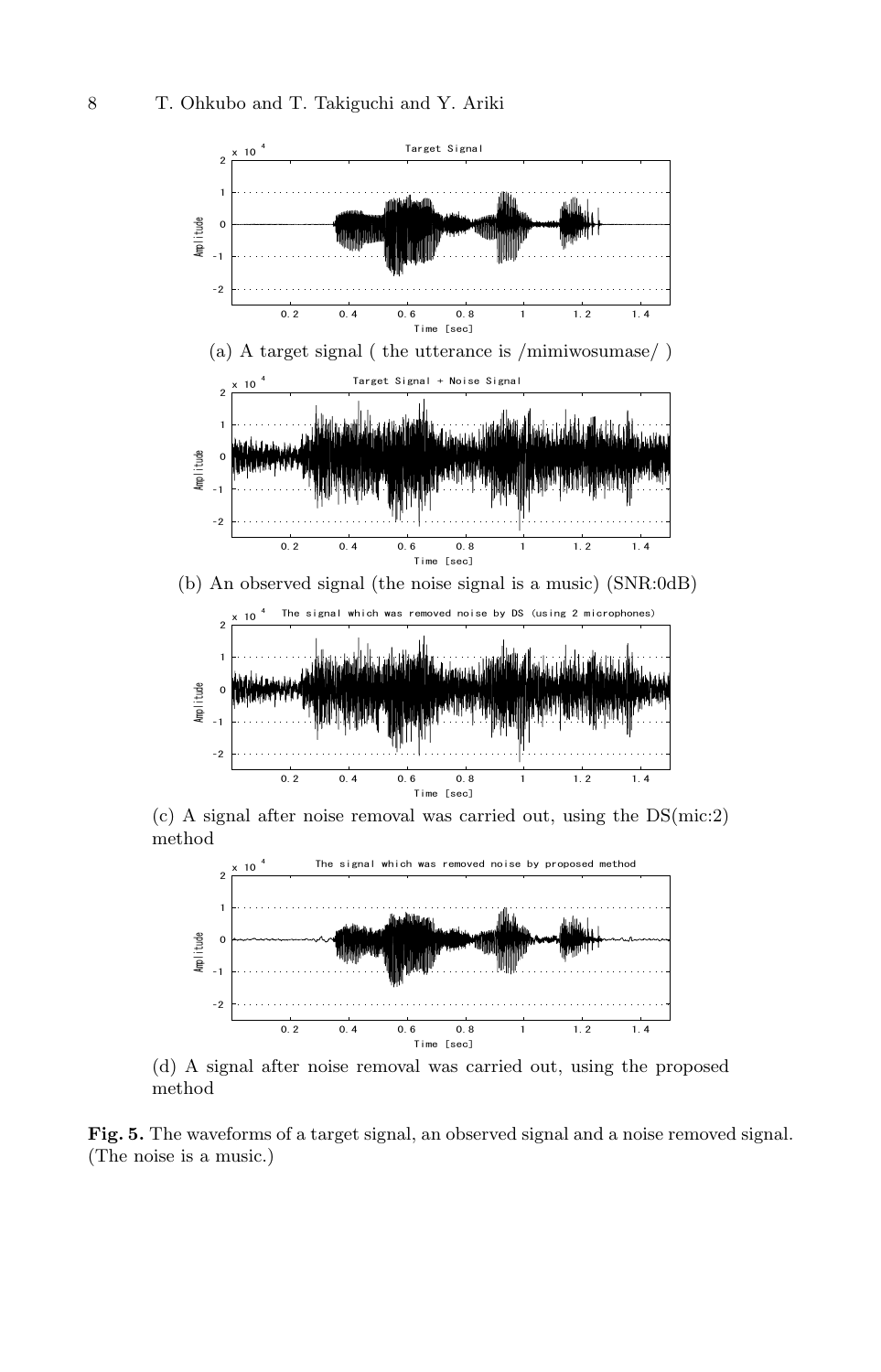(a) A target signal ( the utterance is /mimiwosumase/ )

(b) An observed signal (the noise signal is a music) (SNR:0dB)

(c) A signal after noise removal was carried out, using the DS(mic:2) method

(d) A signal after noise removal was carried out, using the proposed method

**Fig. 5.** The waveforms of a target signal, an observed signal and a noise removed signal. (The noise is a music.)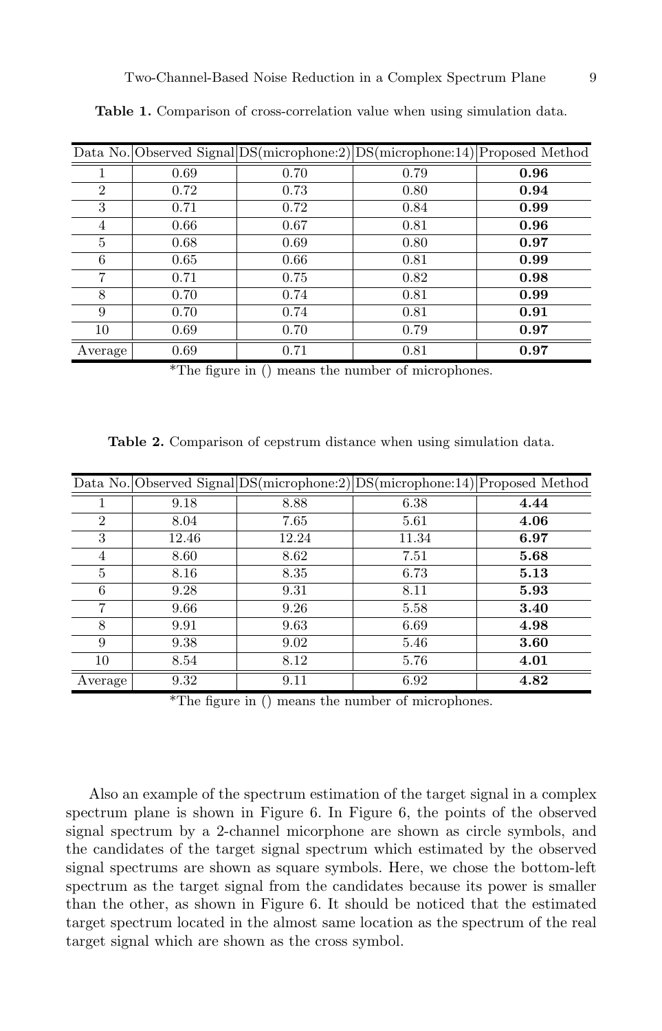**Table 1.** Comparison of cross-correlation value when using simulation data.

| Data No. | Observed Signal | DS(microphone:2) | DS(microphone:14) | Proposed Method |
|---|---|---|---|---|
| 1 | 0.69 | 0.70 | 0.79 | **0.96** |
| 2 | 0.72 | 0.73 | 0.80 | **0.94** |
| 3 | 0.71 | 0.72 | 0.84 | **0.99** |
| 4 | 0.66 | 0.67 | 0.81 | **0.96** |
| 5 | 0.68 | 0.69 | 0.80 | **0.97** |
| 6 | 0.65 | 0.66 | 0.81 | **0.99** |
| 7 | 0.71 | 0.75 | 0.82 | **0.98** |
| 8 | 0.70 | 0.74 | 0.81 | **0.99** |
| 9 | 0.70 | 0.74 | 0.81 | **0.91** |
| 10 | 0.69 | 0.70 | 0.79 | **0.97** |
| Average | 0.69 | 0.71 | 0.81 | **0.97** |

*The figure in () means the number of microphones.

**Table 2.** Comparison of cepstrum distance when using simulation data.

| Data No. | Observed Signal | DS(microphone:2) | DS(microphone:14) | Proposed Method |
|---|---|---|---|---|
| 1 | 9.18 | 8.88 | 6.38 | **4.44** |
| 2 | 8.04 | 7.65 | 5.61 | **4.06** |
| 3 | 12.46 | 12.24 | 11.34 | **6.97** |
| 4 | 8.60 | 8.62 | 7.51 | **5.68** |
| 5 | 8.16 | 8.35 | 6.73 | **5.13** |
| 6 | 9.28 | 9.31 | 8.11 | **5.93** |
| 7 | 9.66 | 9.26 | 5.58 | **3.40** |
| 8 | 9.91 | 9.63 | 6.69 | **4.98** |
| 9 | 9.38 | 9.02 | 5.46 | **3.60** |
| 10 | 8.54 | 8.12 | 5.76 | **4.01** |
| Average | 9.32 | 9.11 | 6.92 | **4.82** |

*The figure in () means the number of microphones.

Also an example of the spectrum estimation of the target signal in a complex spectrum plane is shown in Figure 6. In Figure 6, the points of the observed signal spectrum by a 2-channel micorphone are shown as circle symbols, and the candidates of the target signal spectrum which estimated by the observed signal spectrums are shown as square symbols. Here, we chose the bottom-left spectrum as the target signal from the candidates because its power is smaller than the other, as shown in Figure 6. It should be noticed that the estimated target spectrum located in the almost same location as the spectrum of the real target signal which are shown as the cross symbol.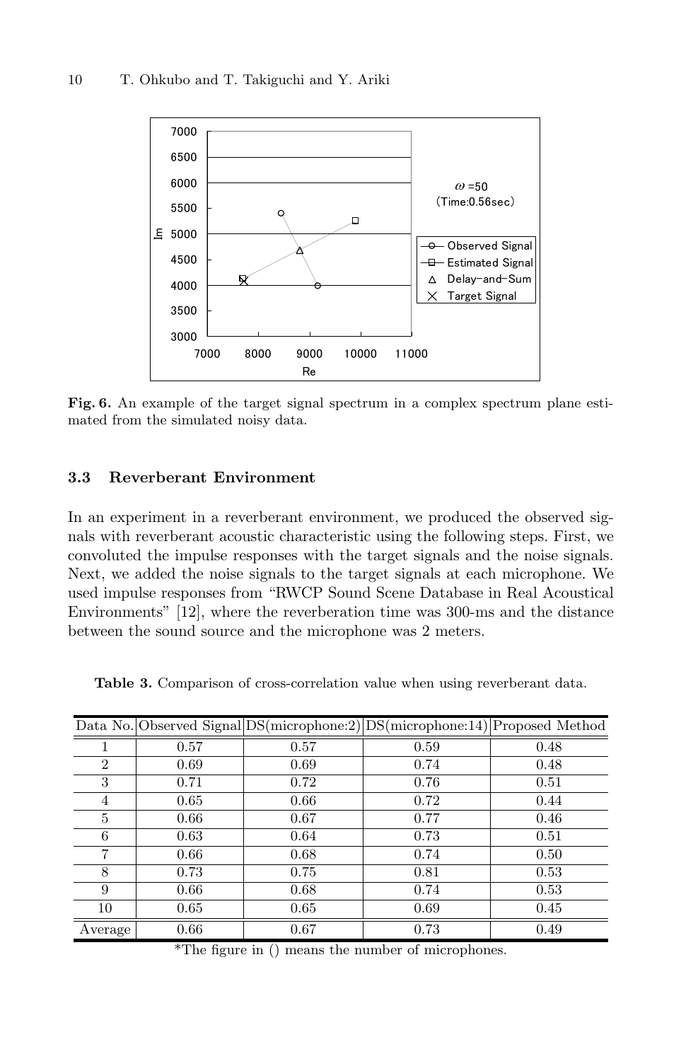**Fig. 6.** An example of the target signal spectrum in a complex spectrum plane estimated from the simulated noisy data.

### 3.3 Reverberant Environment

In an experiment in a reverberant environment, we produced the observed signals with reverberant acoustic characteristic using the following steps. First, we convoluted the impulse responses with the target signals and the noise signals. Next, we added the noise signals to the target signals at each microphone. We used impulse responses from "RWCP Sound Scene Database in Real Acoustical Environments" [12], where the reverberation time was 300-ms and the distance between the sound source and the microphone was 2 meters.

**Table 3.** Comparison of cross-correlation value when using reverberant data.

| Data No. | Observed Signal | DS(microphone:2) | DS(microphone:14) | Proposed Method |
|---|---|---|---|---|
| 1 | 0.57 | 0.57 | 0.59 | 0.48 |
| 2 | 0.69 | 0.69 | 0.74 | 0.48 |
| 3 | 0.71 | 0.72 | 0.76 | 0.51 |
| 4 | 0.65 | 0.66 | 0.72 | 0.44 |
| 5 | 0.66 | 0.67 | 0.77 | 0.46 |
| 6 | 0.63 | 0.64 | 0.73 | 0.51 |
| 7 | 0.66 | 0.68 | 0.74 | 0.50 |
| 8 | 0.73 | 0.75 | 0.81 | 0.53 |
| 9 | 0.66 | 0.68 | 0.74 | 0.53 |
| 10 | 0.65 | 0.65 | 0.69 | 0.45 |
| Average | 0.66 | 0.67 | 0.73 | 0.49 |

*The figure in () means the number of microphones.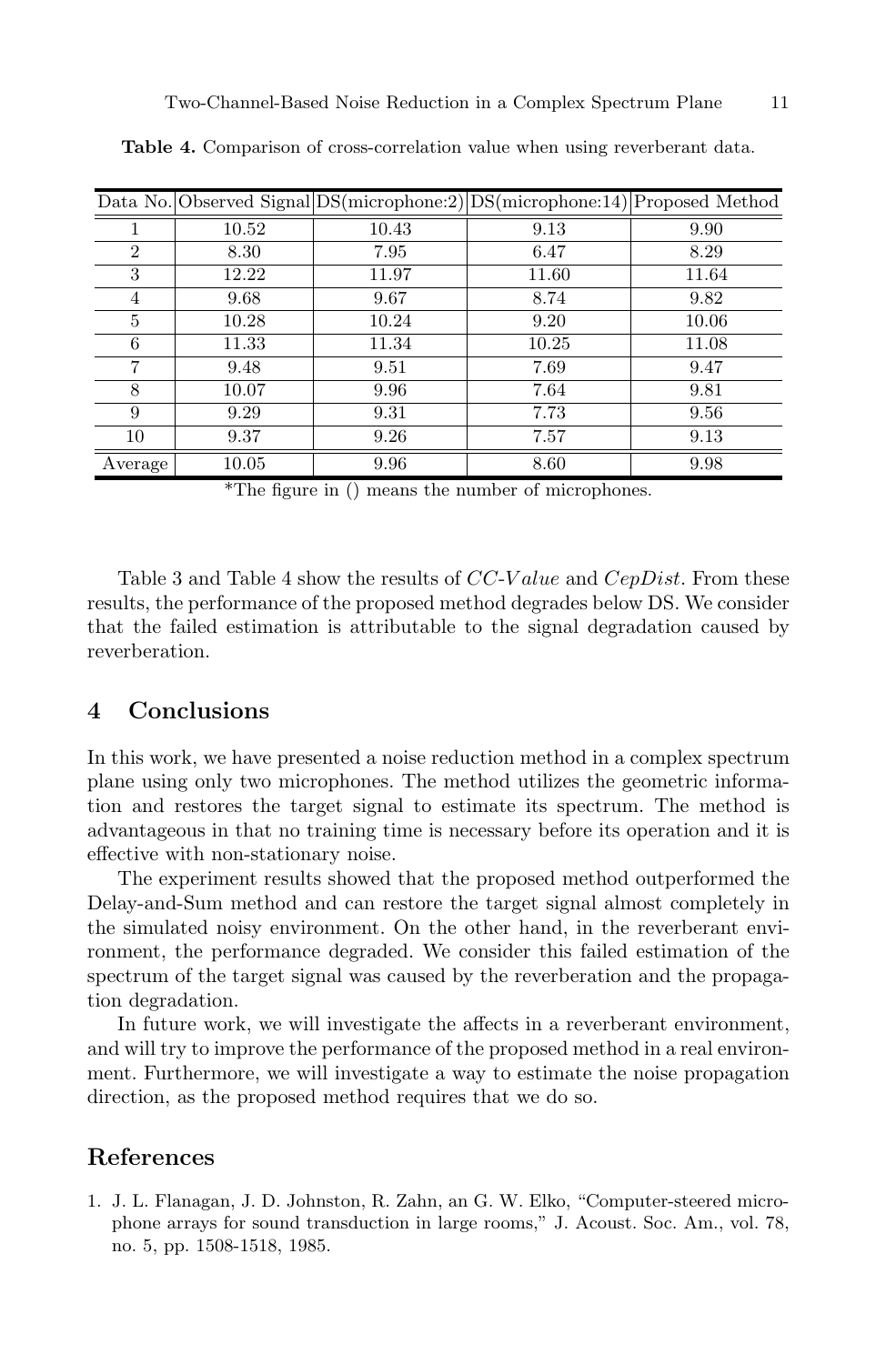**Table 4.** Comparison of cross-correlation value when using reverberant data.

| Data No. | Observed Signal | DS(microphone:2) | DS(microphone:14) | Proposed Method |
|---|---|---|---|---|
| 1 | 10.52 | 10.43 | 9.13 | 9.90 |
| 2 | 8.30 | 7.95 | 6.47 | 8.29 |
| 3 | 12.22 | 11.97 | 11.60 | 11.64 |
| 4 | 9.68 | 9.67 | 8.74 | 9.82 |
| 5 | 10.28 | 10.24 | 9.20 | 10.06 |
| 6 | 11.33 | 11.34 | 10.25 | 11.08 |
| 7 | 9.48 | 9.51 | 7.69 | 9.47 |
| 8 | 10.07 | 9.96 | 7.64 | 9.81 |
| 9 | 9.29 | 9.31 | 7.73 | 9.56 |
| 10 | 9.37 | 9.26 | 7.57 | 9.13 |
| Average | 10.05 | 9.96 | 8.60 | 9.98 |

*The figure in () means the number of microphones.

Table 3 and Table 4 show the results of $CC\text{-}Value$ and $CepDist$. From these results, the performance of the proposed method degrades below DS. We consider that the failed estimation is attributable to the signal degradation caused by reverberation.

## 4 Conclusions

In this work, we have presented a noise reduction method in a complex spectrum plane using only two microphones. The method utilizes the geometric information and restores the target signal to estimate its spectrum. The method is advantageous in that no training time is necessary before its operation and it is effective with non-stationary noise.

The experiment results showed that the proposed method outperformed the Delay-and-Sum method and can restore the target signal almost completely in the simulated noisy environment. On the other hand, in the reverberant environment, the performance degraded. We consider this failed estimation of the spectrum of the target signal was caused by the reverberation and the propagation degradation.

In future work, we will investigate the affects in a reverberant environment, and will try to improve the performance of the proposed method in a real environment. Furthermore, we will investigate a way to estimate the noise propagation direction, as the proposed method requires that we do so.

## References

1. J. L. Flanagan, J. D. Johnston, R. Zahn, an G. W. Elko, "Computer-steered microphone arrays for sound transduction in large rooms," J. Acoust. Soc. Am., vol. 78, no. 5, pp. 1508-1518, 1985.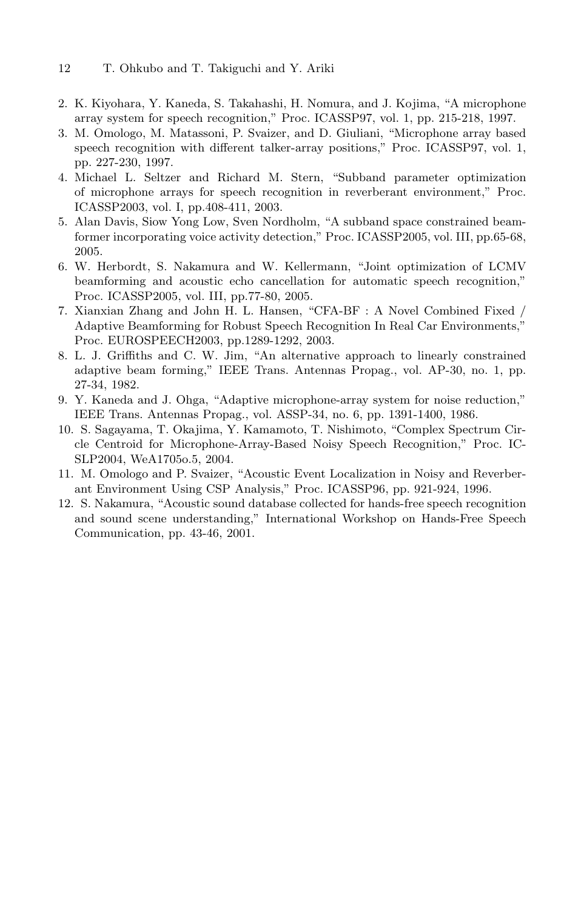2. K. Kiyohara, Y. Kaneda, S. Takahashi, H. Nomura, and J. Kojima, "A microphone array system for speech recognition," Proc. ICASSP97, vol. 1, pp. 215-218, 1997.
3. M. Omologo, M. Matassoni, P. Svaizer, and D. Giuliani, "Microphone array based speech recognition with different talker-array positions," Proc. ICASSP97, vol. 1, pp. 227-230, 1997.
4. Michael L. Seltzer and Richard M. Stern, "Subband parameter optimization of microphone arrays for speech recognition in reverberant environment," Proc. ICASSP2003, vol. I, pp.408-411, 2003.
5. Alan Davis, Siow Yong Low, Sven Nordholm, "A subband space constrained beamformer incorporating voice activity detection," Proc. ICASSP2005, vol. III, pp.65-68, 2005.
6. W. Herbordt, S. Nakamura and W. Kellermann, "Joint optimization of LCMV beamforming and acoustic echo cancellation for automatic speech recognition," Proc. ICASSP2005, vol. III, pp.77-80, 2005.
7. Xianxian Zhang and John H. L. Hansen, "CFA-BF : A Novel Combined Fixed / Adaptive Beamforming for Robust Speech Recognition In Real Car Environments," Proc. EUROSPEECH2003, pp.1289-1292, 2003.
8. L. J. Griffiths and C. W. Jim, "An alternative approach to linearly constrained adaptive beam forming," IEEE Trans. Antennas Propag., vol. AP-30, no. 1, pp. 27-34, 1982.
9. Y. Kaneda and J. Ohga, "Adaptive microphone-array system for noise reduction," IEEE Trans. Antennas Propag., vol. ASSP-34, no. 6, pp. 1391-1400, 1986.
10. S. Sagayama, T. Okajima, Y. Kamamoto, T. Nishimoto, "Complex Spectrum Circle Centroid for Microphone-Array-Based Noisy Speech Recognition," Proc. ICSLP2004, WeA1705o.5, 2004.
11. M. Omologo and P. Svaizer, "Acoustic Event Localization in Noisy and Reverberant Environment Using CSP Analysis," Proc. ICASSP96, pp. 921-924, 1996.
12. S. Nakamura, "Acoustic sound database collected for hands-free speech recognition and sound scene understanding," International Workshop on Hands-Free Speech Communication, pp. 43-46, 2001.